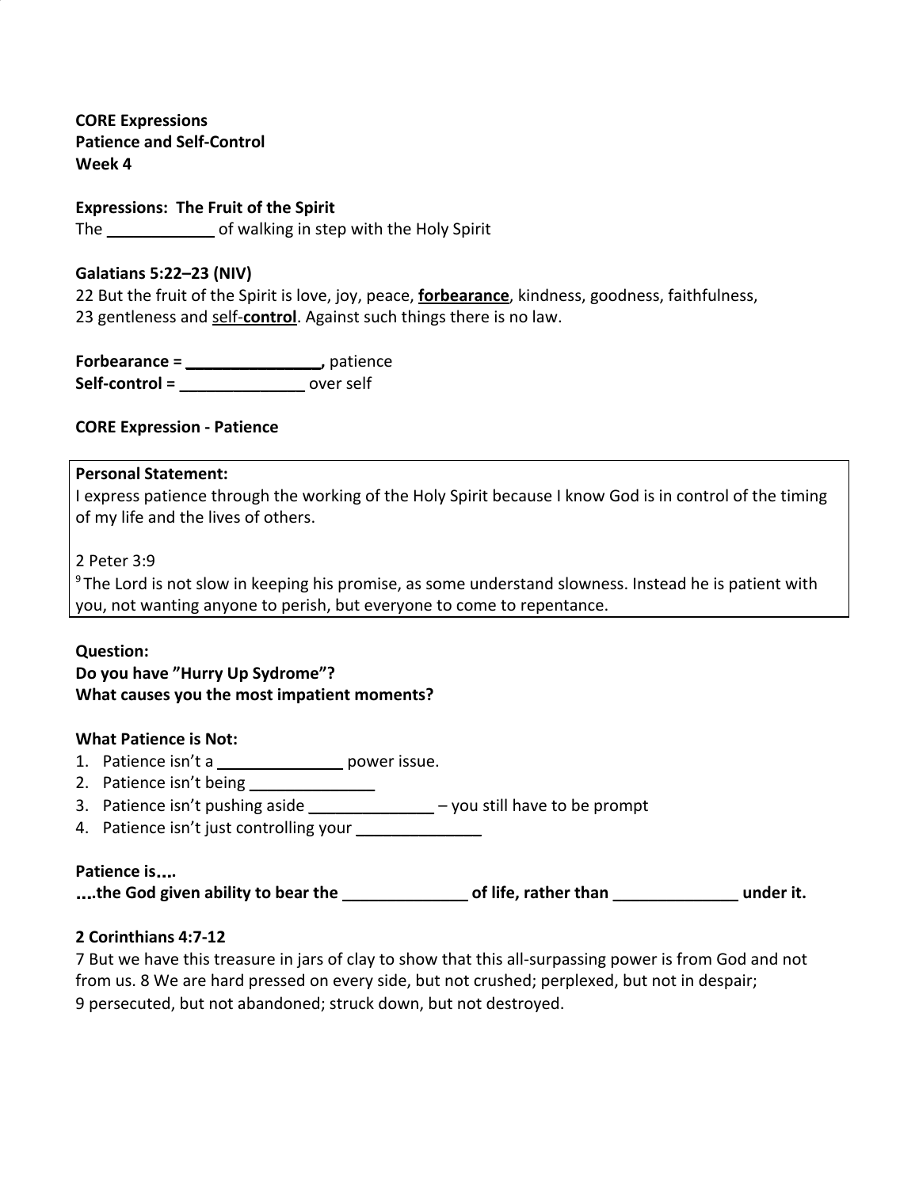**CORE Expressions**
**Patience and Self-Control**
**Week 4**

**Expressions: The Fruit of the Spirit**
The ____________ of walking in step with the Holy Spirit

**Galatians 5:22–23 (NIV)**
22 But the fruit of the Spirit is love, joy, peace, <u>**forbearance**</u>, kindness, goodness, faithfulness,
23 gentleness and <u>self-**control**</u>. Against such things there is no law.

**Forbearance = _______________,** patience
**Self-control = ______________** over self

**CORE Expression - Patience**

**Personal Statement:**
I express patience through the working of the Holy Spirit because I know God is in control of the timing of my life and the lives of others.

2 Peter 3:9
[9] The Lord is not slow in keeping his promise, as some understand slowness. Instead he is patient with you, not wanting anyone to perish, but everyone to come to repentance.

**Question:**
**Do you have "Hurry Up Sydrome"?**
**What causes you the most impatient moments?**

**What Patience is Not:**

1. Patience isn't a ______________ power issue.
2. Patience isn't being ______________
3. Patience isn't pushing aside ______________ – you still have to be prompt
4. Patience isn't just controlling your ______________

**Patience is….**
**….the God given ability to bear the ______________ of life, rather than ______________ under it.**

**2 Corinthians 4:7-12**
7 But we have this treasure in jars of clay to show that this all-surpassing power is from God and not from us. 8 We are hard pressed on every side, but not crushed; perplexed, but not in despair;
9 persecuted, but not abandoned; struck down, but not destroyed.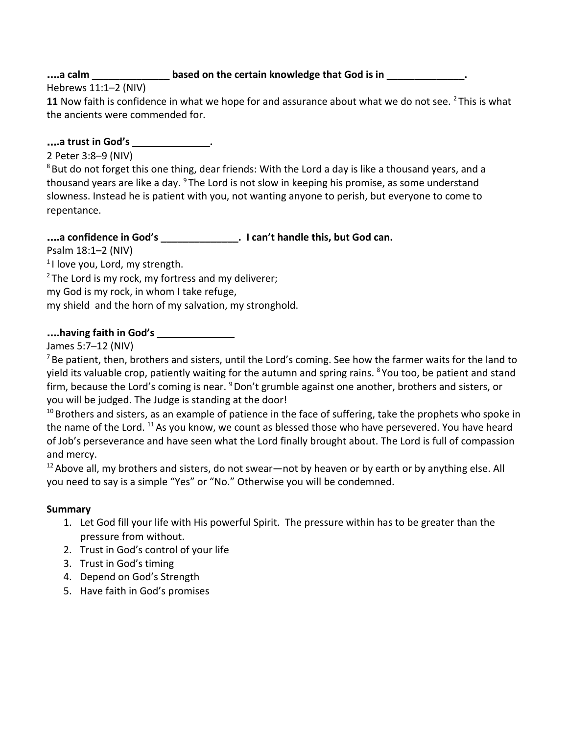**....a calm ______________ based on the certain knowledge that God is in ______________.**

Hebrews 11:1–2 (NIV)

**11** Now faith is confidence in what we hope for and assurance about what we do not see. [2] This is what the ancients were commended for.

**....a trust in God's ______________.**

2 Peter 3:8–9 (NIV)

[8] But do not forget this one thing, dear friends: With the Lord a day is like a thousand years, and a thousand years are like a day. [9] The Lord is not slow in keeping his promise, as some understand slowness. Instead he is patient with you, not wanting anyone to perish, but everyone to come to repentance.

**....a confidence in God's ______________. I can't handle this, but God can.**

Psalm 18:1–2 (NIV)

[1] I love you, Lord, my strength.
[2] The Lord is my rock, my fortress and my deliverer;
my God is my rock, in whom I take refuge,
my shield and the horn of my salvation, my stronghold.

**....having faith in God's ______________**

James 5:7–12 (NIV)

[7] Be patient, then, brothers and sisters, until the Lord's coming. See how the farmer waits for the land to yield its valuable crop, patiently waiting for the autumn and spring rains. [8] You too, be patient and stand firm, because the Lord's coming is near. [9] Don't grumble against one another, brothers and sisters, or you will be judged. The Judge is standing at the door!

[10] Brothers and sisters, as an example of patience in the face of suffering, take the prophets who spoke in the name of the Lord. [11] As you know, we count as blessed those who have persevered. You have heard of Job's perseverance and have seen what the Lord finally brought about. The Lord is full of compassion and mercy.

[12] Above all, my brothers and sisters, do not swear—not by heaven or by earth or by anything else. All you need to say is a simple "Yes" or "No." Otherwise you will be condemned.

**Summary**

1. Let God fill your life with His powerful Spirit. The pressure within has to be greater than the pressure from without.
2. Trust in God's control of your life
3. Trust in God's timing
4. Depend on God's Strength
5. Have faith in God's promises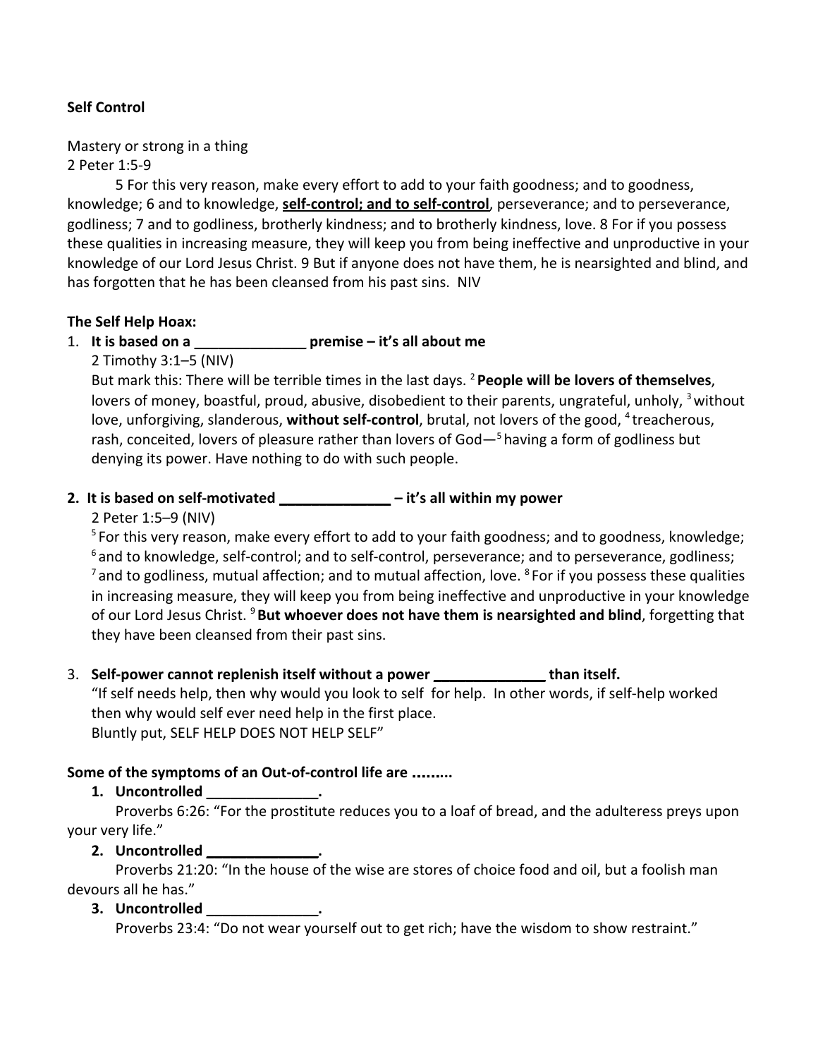**Self Control**

Mastery or strong in a thing
2 Peter 1:5-9

5 For this very reason, make every effort to add to your faith goodness; and to goodness, knowledge; 6 and to knowledge, **<u>self-control; and to self-control</u>**, perseverance; and to perseverance, godliness; 7 and to godliness, brotherly kindness; and to brotherly kindness, love. 8 For if you possess these qualities in increasing measure, they will keep you from being ineffective and unproductive in your knowledge of our Lord Jesus Christ. 9 But if anyone does not have them, he is nearsighted and blind, and has forgotten that he has been cleansed from his past sins. NIV

**The Self Help Hoax:**

1. **It is based on a ______________ premise – it's all about me**

   2 Timothy 3:1–5 (NIV)

   But mark this: There will be terrible times in the last days. [2] **People will be lovers of themselves**, lovers of money, boastful, proud, abusive, disobedient to their parents, ungrateful, unholy, [3] without love, unforgiving, slanderous, **without self-control**, brutal, not lovers of the good, [4] treacherous, rash, conceited, lovers of pleasure rather than lovers of God—[5] having a form of godliness but denying its power. Have nothing to do with such people.

2. **It is based on self-motivated ______________ – it's all within my power**

   2 Peter 1:5–9 (NIV)

   [5] For this very reason, make every effort to add to your faith goodness; and to goodness, knowledge; [6] and to knowledge, self-control; and to self-control, perseverance; and to perseverance, godliness; [7] and to godliness, mutual affection; and to mutual affection, love. [8] For if you possess these qualities in increasing measure, they will keep you from being ineffective and unproductive in your knowledge of our Lord Jesus Christ. [9] **But whoever does not have them is nearsighted and blind**, forgetting that they have been cleansed from their past sins.

3. **Self-power cannot replenish itself without a power ______________ than itself.**

   "If self needs help, then why would you look to self for help. In other words, if self-help worked then why would self ever need help in the first place.
   Bluntly put, SELF HELP DOES NOT HELP SELF"

**Some of the symptoms of an Out-of-control life are .........**

1. **Uncontrolled ______________.**

   Proverbs 6:26: "For the prostitute reduces you to a loaf of bread, and the adulteress preys upon your very life."

2. **Uncontrolled ______________.**

   Proverbs 21:20: "In the house of the wise are stores of choice food and oil, but a foolish man devours all he has."

3. **Uncontrolled ______________.**

   Proverbs 23:4: "Do not wear yourself out to get rich; have the wisdom to show restraint."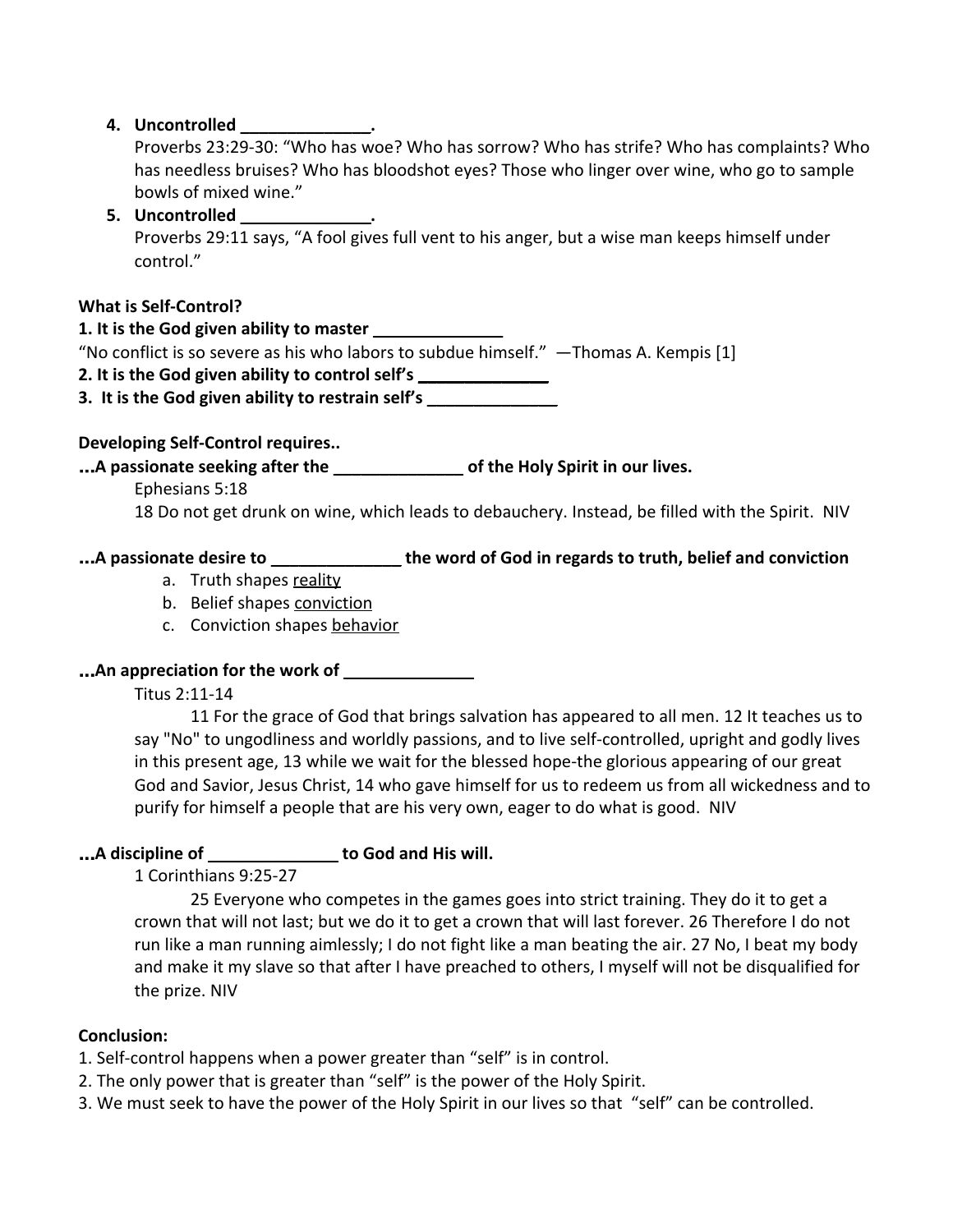4. **Uncontrolled ______________.**
   Proverbs 23:29-30: "Who has woe? Who has sorrow? Who has strife? Who has complaints? Who has needless bruises? Who has bloodshot eyes? Those who linger over wine, who go to sample bowls of mixed wine."
5. **Uncontrolled ______________.**
   Proverbs 29:11 says, "A fool gives full vent to his anger, but a wise man keeps himself under control."

**What is Self-Control?**

**1. It is the God given ability to master ______________**

"No conflict is so severe as his who labors to subdue himself." —Thomas A. Kempis [1]

**2. It is the God given ability to control self's ______________**

**3. It is the God given ability to restrain self's ______________**

**Developing Self-Control requires..**

**...A passionate seeking after the ______________ of the Holy Spirit in our lives.**

Ephesians 5:18

18 Do not get drunk on wine, which leads to debauchery. Instead, be filled with the Spirit. NIV

**...A passionate desire to ______________ the word of God in regards to truth, belief and conviction**

a. Truth shapes <u>reality</u>
b. Belief shapes <u>conviction</u>
c. Conviction shapes <u>behavior</u>

**...An appreciation for the work of ______________**

Titus 2:11-14

11 For the grace of God that brings salvation has appeared to all men. 12 It teaches us to say "No" to ungodliness and worldly passions, and to live self-controlled, upright and godly lives in this present age, 13 while we wait for the blessed hope-the glorious appearing of our great God and Savior, Jesus Christ, 14 who gave himself for us to redeem us from all wickedness and to purify for himself a people that are his very own, eager to do what is good. NIV

**...A discipline of ______________ to God and His will.**

1 Corinthians 9:25-27

25 Everyone who competes in the games goes into strict training. They do it to get a crown that will not last; but we do it to get a crown that will last forever. 26 Therefore I do not run like a man running aimlessly; I do not fight like a man beating the air. 27 No, I beat my body and make it my slave so that after I have preached to others, I myself will not be disqualified for the prize. NIV

**Conclusion:**

1. Self-control happens when a power greater than "self" is in control.
2. The only power that is greater than "self" is the power of the Holy Spirit.
3. We must seek to have the power of the Holy Spirit in our lives so that "self" can be controlled.